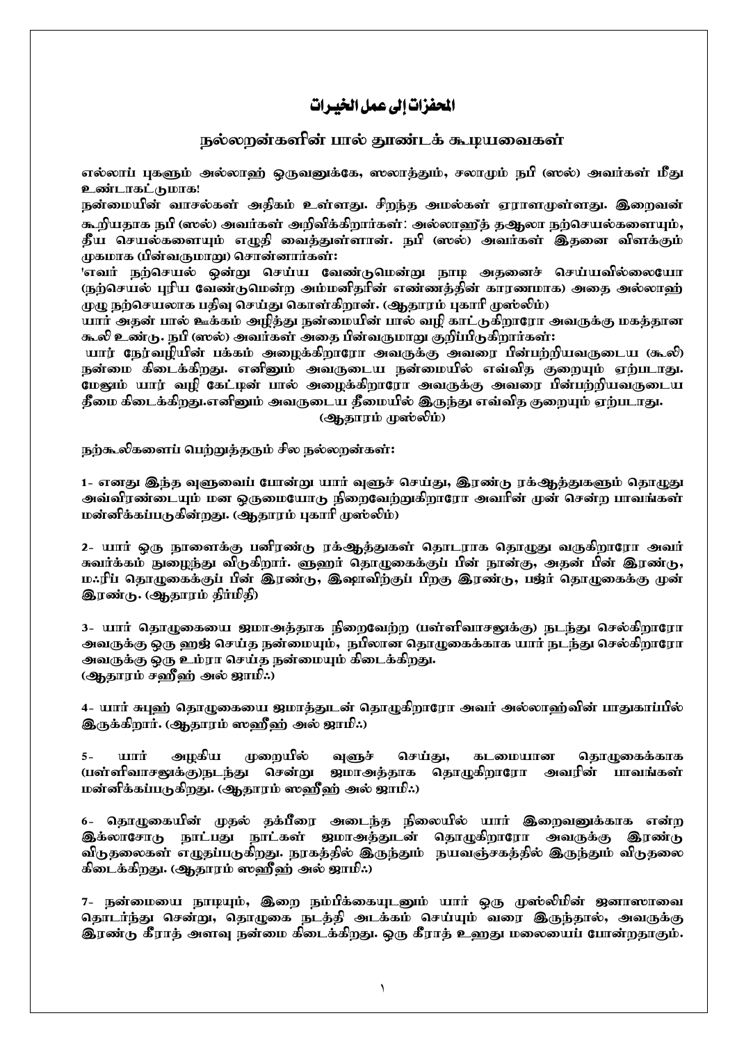# المحفزات إلى عمل الخيرات

## நல்லறன்களின் பால் தூண்டக் கூடியவைகள்

**எல்லாப் புகளும் அல்லாஹ் ஒருவனுக்கே, ஸலாத்தும், சலாமும் நபி (ஸல்) அவர்கள் மீது உண்டாகட்டுமாக!**

**நன்மையின் வாசல்கள் அதிகம் உள்ளது. சிறந்த அமல்கள் ஏராளமுள்ளது. இறைவன் கூறியதாக நபி (ஸல்) அவர்கள் அறிவிக்கிறார்கள்: அல்லாஹுத் தஆலா நற்செயல்களையும், தீய செயல்களையும் எழுதி வைத்துள்ளான். நபி (ஸல்) அவர்கள் இதனை விளக்கும் முகமாக (பின்வருமாறு) சொன்னார்கள்:**

**'எவர் நற்செயல் ஒன்று செய்ய வேண்டுமென்று நாடி அதனைச் செய்யவில்லையோ (நற்செயல் புரிய வேண்டுமென்ற அம்மனிதரின் எண்ணத்தின் காரணமாக) அதை அல்லாஹ் முழு நற்செயலாக பதிவு செய்து கொள்கிறான். (ஆதாரம் புகாரி முஸ்லிம்)**

**யார் அதன் பால் ஊக்கம் அழித்து நன்மையின் பால் வழி காட்டுகிறாரோ அவருக்கு மகத்தான கூலி உண்டு. நபி (ஸல்) அவர்கள் அதை பின்வருமாறு குறிப்பிடுகிறார்கள்:**

**யார் நேர்வழியின் பக்கம் அழைக்கிறாரோ அவருக்கு அவரை பின்பற்றியவருடைய (கூலி) நன்மை கிடைக்கிறது. எனினும் அவருடைய நன்மையில் எவ்வித குறையும் ஏற்படாது. மேலும் யார் வழி கேட்டின் பால் அழைக்கிறாரோ அவருக்கு அவரை பின்பற்றியவருடைய தீமை கிடைக்கிறது.எனினும் அவருடைய தீமையில் இருந்து எவ்வித குறையும் ஏற்படாது. (ஆதாரம் முஸ்லிம்)**

**நற்கூலிகளைப் பெற்றுத்தரும் சில நல்லறன்கள்:**

**1- எனது இந்த வுளுவைப் போன்று யார் வுளுச் செய்து, இரண்டு ரக்ஆத்துகளும் தொழுது அவ்விரண்டையும் மன ஒருமையோடு நிறைவேற்றுகிறாரோ அவரின் முன் சென்ற பாவங்கள் மன்னிக்கப்படுகின்றது. (ஆதாரம் புகாரி முஸ்லிம்)**

**2- யார் ஒரு நாளைக்கு பனிரண்டு ரக்ஆத்துகள் தொடராக தொழுது வருகிறாரோ அவர் சுவர்க்கம் நுழைந்து விடுகிறார். ளுஹர் தொழுகைக்குப் பின் நான்கு, அதன் பின் இரண்டு, மஃரிப் தொழுகைக்குப் பின் இரண்டு, இஷாவிற்குப் பிறகு இரண்டு, பஜ்ர் தொழுகைக்கு முன் இரண்டு. (ஆதாரம் திர்மிதி)**

**3- யார் தொழுகையை ஜமாஅத்தாக நிறைவேற்ற (பள்ளிவாசலுக்கு) நடந்து செல்கிறாரோ அவருக்கு ஒரு ஹஜ் செய்த நன்மையும், நபிலான தொழுகைக்காக யார் நடந்து செல்கிறாரோ அவருக்கு ஒரு உம்ரா செய்த நன்மையும் கிடைக்கிறது. (ஆதாரம் சஹீஹ் அல் ஜாமிஃ)**

**4- யார் சுபுஹ் தொழுகையை ஜமாத்துடன் தொழுகிறாரோ அவர் அல்லாஹ்வின் பாதுகாப்பில் இருக்கிறார். (ஆதாரம் ஸஹீஹ் அல் ஜாமிஃ)**

**5- யார் அழகிய முறையில் வுளுச் செய்து, கடமையான தொழுகைக்காக (பள்ளிவாசலுக்கு)நடந்து சென்று ஜமாஅத்தாக தொழுகிறாரோ அவரின் பாவங்கள் மன்னிக்கப்படுகிறது. (ஆதாரம் ஸஹீஹ் அல் ஜாமிஃ)**

**6- தொழுகையின் முதல் தக்பீரை அடைந்த நிலையில் யார் இறைவனுக்காக என்ற இக்லாசோடு நாட்பது நாட்கள் ஜமாஅத்துடன் தொழுகிறாரோ அவருக்கு இரண்டு விடுதலைகள் எழுதப்படுகிறது. நரகத்தில் இருந்தும் நயவஞ்சகத்தில் இருந்தும் விடுதலை கிடைக்கிறது. (ஆதாரம் ஸஹீஹ் அல் ஜாமிஃ)**

**7- நன்மையை நாடியும், இறை நம்பிக்கையுடனும் யார் ஒரு முஸ்லிமின் ஜனாஸாவை தொடர்ந்து சென்று, தொழுகை நடத்தி அடக்கம் செய்யும் வரை இருந்தால், அவருக்கு இரண்டு கீராத் அளவு நன்மை கிடைக்கிறது. ஒரு கீராத் உஹது மலையைப் போன்றதாகும்.**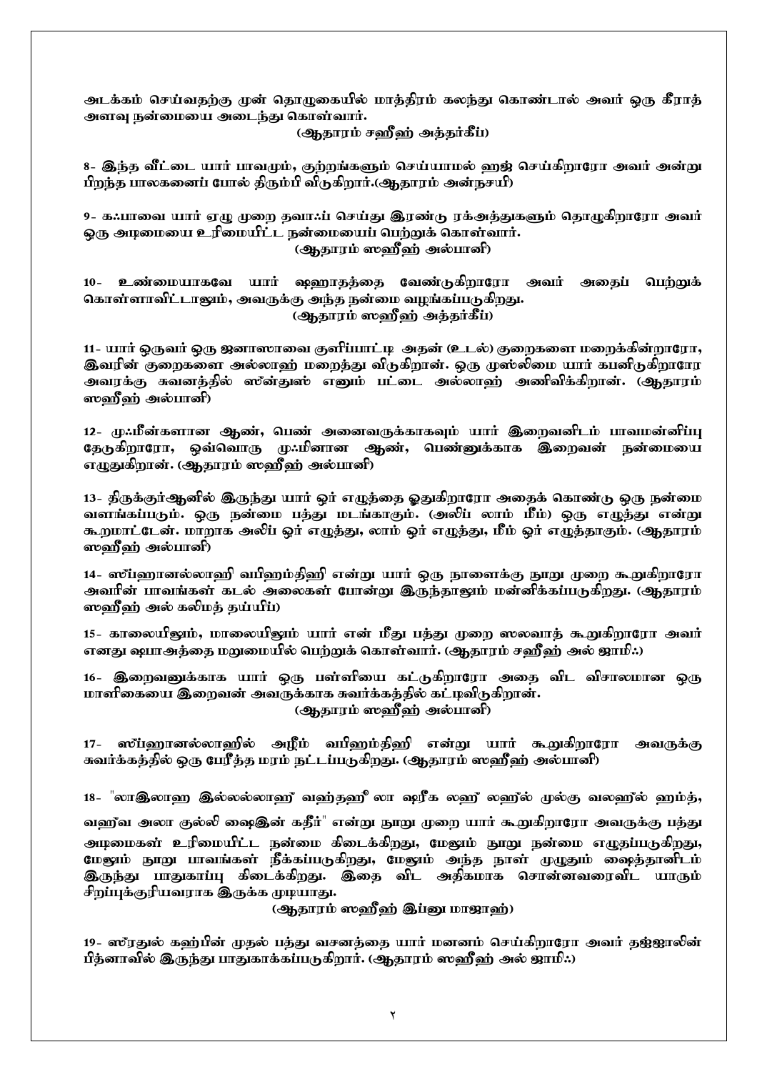அடக்கம் செய்வதற்கு முன் தொழுகையில் மாத்திரம் கலந்து கொண்டால் அவர் ஒரு கீராத் அளவு நன்மையை அடைந்து கொள்வார்.

(ஆதாரம் சஹீஹ் அத்தர்கீப்)

8- இந்த வீட்டை யார் பாவமும், குற்றங்களும் செய்யாமல் ஹஜ் செய்கிறாரோ அவர் அன்று பிறந்த பாலகனைப் போல் திரும்பி விடுகிறார்.(ஆதாரம் அன்நசயி)

9- கஃபாவை யார் ஏழு முறை தவாஃப் செய்து இரண்டு ரக்அத்துகளும் தொழுகிறாரோ அவர் ஒரு அடிமையை உரிமையிட்ட நன்மையைப் பெற்றுக் கொள்வார்.

(ஆதாரம் ஸஹீஹ் அல்பானி)

10- உண்மையாகவே யார் ஷஹாதத்தை வேண்டுகிறாரோ அவர் அதைப் பெற்றுக் கொள்ளாவிட்டாலும், அவருக்கு அந்த நன்மை வழங்கப்படுகிறது.

(ஆதாரம் ஸஹீஹ் அத்தர்கீப்)

11- யார் ஒருவர் ஒரு ஜனாஸாவை குளிப்பாட்டி அதன் (உடல்) குறைகளை மறைக்கின்றாரோ, இவரின் குறைகளை அல்லாஹ் மறைத்து விடுகிறான். ஒரு முஸ்லிமை யார் கபனிடுகிறாரோ அவரக்கு சுவனத்தில் ஸன்துஸ் எனும் பட்டை அல்லாஹ் அணிவிக்கிறான். (ஆதாரம் ஸஹீஹ் அல்பானி)

12- முஃமீன்களான ஆண், பெண் அனைவருக்காகவும் யார் இறைவனிடம் பாவமன்னிப்பு தேடுகிறாரோ, ஒவ்வொரு முஃமினான ஆண், பெண்ணுக்காக இறைவன் நன்மையை எழுதுகிறான். (ஆதாரம் ஸஹீஹ் அல்பானி)

13- திருக்குர்ஆனில் இருந்து யார் ஓர் எழுத்தை ஓதுகிறாரோ அதைக் கொண்டு ஒரு நன்மை வளங்கப்படும். ஒரு நன்மை பத்து மடங்காகும். (அலிப் லாம் மீம்) ஒரு எழுத்து என்று கூறமாட்டேன். மாறாக அலிப் ஓர் எழுத்து, லாம் ஓர் எழுத்து, மீம் ஓர் எழுத்தாகும். (ஆதாரம் ஸஹீஹ் அல்பானி)

14- ஸப்ஹானல்லாஹி வபிஹம்திஹி என்று யார் ஒரு நாளைக்கு நூறு முறை கூறுகிறாரோ அவரின் பாவங்கள் கடல் அலைகள் போன்று இருந்தாலும் மன்னிக்கப்படுகிறது. (ஆதாரம் ஸஹீஹ் அல் கலிமத் தய்யிப்)

15- காலையிலும், மாலையிலும் யார் என் மீது பத்து முறை ஸலவாத் கூறுகிறாரோ அவர் எனது ஷபாஅத்தை மறுமையில் பெற்றுக் கொள்வார். (ஆதாரம் சஹீஹ் அல் ஜாமிஃ)

16- இறைவனுக்காக யார் ஒரு பள்ளியை கட்டுகிறாரோ அதை விட விசாலமான ஒரு மாளிகையை இறைவன் அவருக்காக சுவர்க்கத்தில் கட்டிவிடுகிறான்.

(ஆதாரம் ஸஹீஹ் அல்பானி)

17- ஸப்ஹானல்லாஹில் அழீம் வபிஹம்திஹி என்று யார் கூறுகிறாரோ அவருக்கு சுவர்க்கத்தில் ஒரு பேரீத்த மரம் நட்டப்படுகிறது. (ஆதாரம் ஸஹீஹ் அல்பானி)

18- "லாஇலாஹ இல்லல்லாஹ் வஹ்தஹு லா ஷரீக லஹு லஹுல் முல்கு வலஹுல் ஹம்த், வஹுவ அலா குல்லி ஷைஇன் கதீர்" என்று நூறு முறை யார் கூறுகிறாரோ அவருக்கு பத்து அடிமைகள் உரிமையிட்ட நன்மை கிடைக்கிறது, மேலும் நூறு நன்மை எழுதப்படுகிறது, மேலும் நூறு பாவங்கள் நீக்கப்படுகிறது, மேலும் அந்த நாள் முழுதும் ஷைத்தானிடம் இருந்து பாதுகாப்பு கிடைக்கிறது. இதை விட அதிகமாக சொன்னவரைவிட யாரும் சிறப்புக்குரியவராக இருக்க முடியாது.

(ஆதாரம் ஸஹீஹ் இப்னு மாஜாஹ்)

19- ஸூரதுல் கஹ்பின் முதல் பத்து வசனத்தை யார் மனனம் செய்கிறாரோ அவர் தஜ்ஜாலின் பித்னாவில் இருந்து பாதுகாக்கப்படுகிறார். (ஆதாரம் ஸஹீஹ் அல் ஜாமிஃ)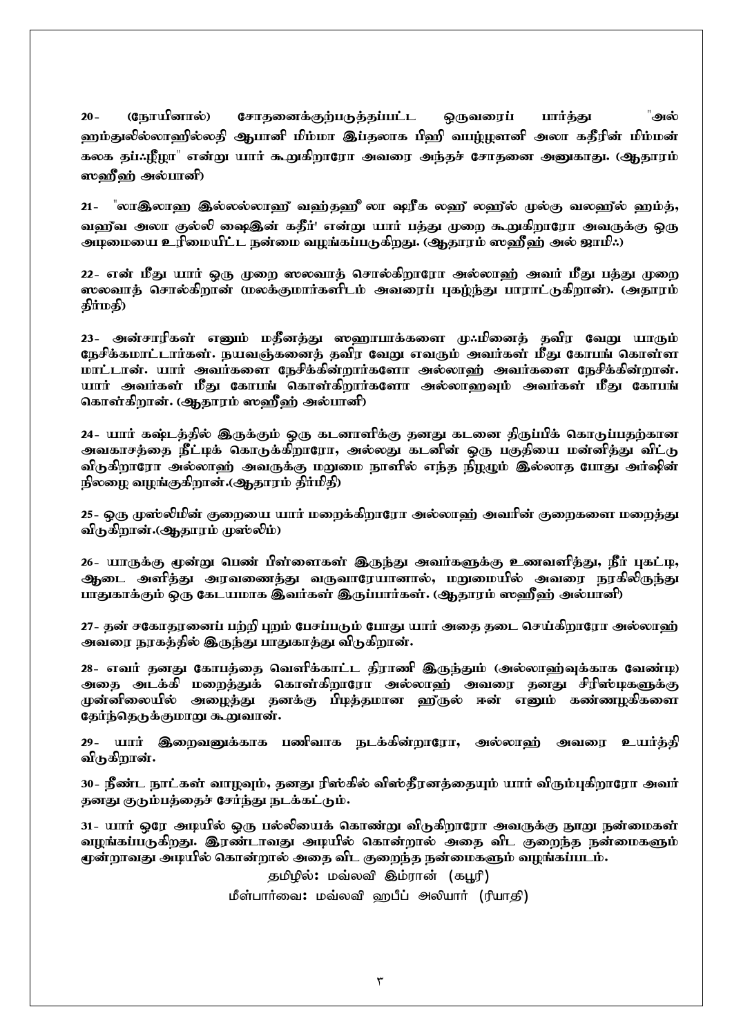20- (நோயினால்) சோதனைக்குற்படுத்தப்பட்ட ஒருவரைப் பார்த்து "அல் ஹம்துலில்லாஹில்லதி ஆபானி மிம்மா இப்தலாக பிஹி வபழ்ழளனி அலா கதீரின் மிம்மன் கலக தப்ஃழீலா" என்று யார் கூறுகிறாரோ அவரை அந்தச் சோதனை அனுகாது. (ஆதாரம் ஸஹீஹ் அல்பானி)

21- "லாஇலாஹ இல்லல்லாஹு வஹ்தஹு லா ஷரீக லஹு லஹுல் முல்கு வலஹுல் ஹம்த், வஹுவ அலா குல்லி ஷைஇன் கதீர்' என்று யார் பத்து முறை கூறுகிறாரோ அவருக்கு ஒரு அடிமையை உரிமையிட்ட நன்மை வழங்கப்படுகிறது. (ஆதாரம் ஸஹீஹ் அல் ஜாமிஃ)

22- என் மீது யார் ஒரு முறை ஸலவாத் சொல்கிறாரோ அல்லாஹ் அவர் மீது பத்து முறை ஸலவாத் சொல்கிறான் (மலக்குமார்களிடம் அவரைப் புகழ்ந்து பாராட்டுகிறான்). (அதாரம் திர்மதி)

23- அன்சாரிகள் எனும் மதீனத்து ஸஹாபாக்களை முஃமினைத் தவிர வேறு யாரும் நேசிக்கமாட்டார்கள். நயவஞ்சகனைத் தவிர வேறு எவரும் அவர்கள் மீது கோபங் கொள்ள மாட்டான். யார் அவர்களை நேசிக்கின்றார்களோ அல்லாஹ் அவர்களை நேசிக்கின்றான். யார் அவர்கள் மீது கோபங் கொள்கிறார்களோ அல்லாஹவும் அவர்கள் மீது கோபங் கொள்கிறான். (ஆதாரம் ஸஹீஹ் அல்பானி)

24- யார் கஷ்டத்தில் இருக்கும் ஒரு கடனாளிக்கு தனது கடனை திருப்பிக் கொடுப்பதற்கான அவகாசத்தை நீட்டிக் கொடுக்கிறாரோ, அல்லது கடனின் ஒரு பகுதியை மன்னித்து விட்டு விடுகிறாரோ அல்லாஹ் அவருக்கு மறுமை நாளில் எந்த நிழலும் இல்லாத போது அர்ஷின் நிலலை வழங்குகிறான்.(ஆதாரம் திர்மிதி)

25- ஒரு முஸ்லிமின் குறையை யார் மறைக்கிறாரோ அல்லாஹ் அவரின் குறைகளை மறைத்து விடுகிறான்.(ஆதாரம் முஸ்லிம்)

26- யாருக்கு மூன்று பெண் பிள்ளைகள் இருந்து அவர்களுக்கு உணவளித்து, நீர் புகட்டி, ஆடை அளித்து அரவணைத்து வருவாரேயானால், மறுமையில் அவரை நரகிலிருந்து பாதுகாக்கும் ஒரு கேடயமாக இவர்கள் இருப்பார்கள். (ஆதாரம் ஸஹீஹ் அல்பானி)

27- தன் சகோதரனைப் பற்றி புறம் பேசப்படும் போது யார் அதை தடை செய்கிறாரோ அல்லாஹ் அவரை நரகத்தில் இருந்து பாதுகாத்து விடுகிறான்.

28- எவர் தனது கோபத்தை வெளிக்காட்ட திராணி இருந்தும் (அல்லாஹ்வுக்காக வேண்டி) அதை அடக்கி மறைத்துக் கொள்கிறாரோ அல்லாஹ் அவரை தனது சிரிஸ்டிகளுக்கு முன்னிலையில் அழைத்து தனக்கு பிடித்தமான ஹூருல் ஈன் எனும் கண்ணழகிகளை தேர்ந்தெடுக்குமாறு கூறுவான்.

29- யார் இறைவனுக்காக பணிவாக நடக்கின்றாரோ, அல்லாஹ் அவரை உயர்த்தி விடுகிறான்.

30- நீண்ட நாட்கள் வாழவும், தனது ரிஸ்கில் விஸ்தீரனத்தையும் யார் விரும்புகிறாரோ அவர் தனது குடும்பத்தைச் சேர்ந்து நடக்கட்டும்.

31- யார் ஒரே அடியில் ஒரு பல்லியைக் கொண்று விடுகிறாரோ அவருக்கு நூறு நன்மைகள் வழங்கப்படுகிறது. இரண்டாவது அடியில் கொன்றால் அதை விட குறைந்த நன்மைகளும் மூன்றாவது அடியில் கொன்றால் அதை விட குறைந்த நன்மைகளும் வழங்கப்படம்.

தமிழில்: மவ்லவி இம்ரான் (கபூரி)

மீள்பார்வை: மவ்லவி ஹபீப் அலியார் (ரியாதி)